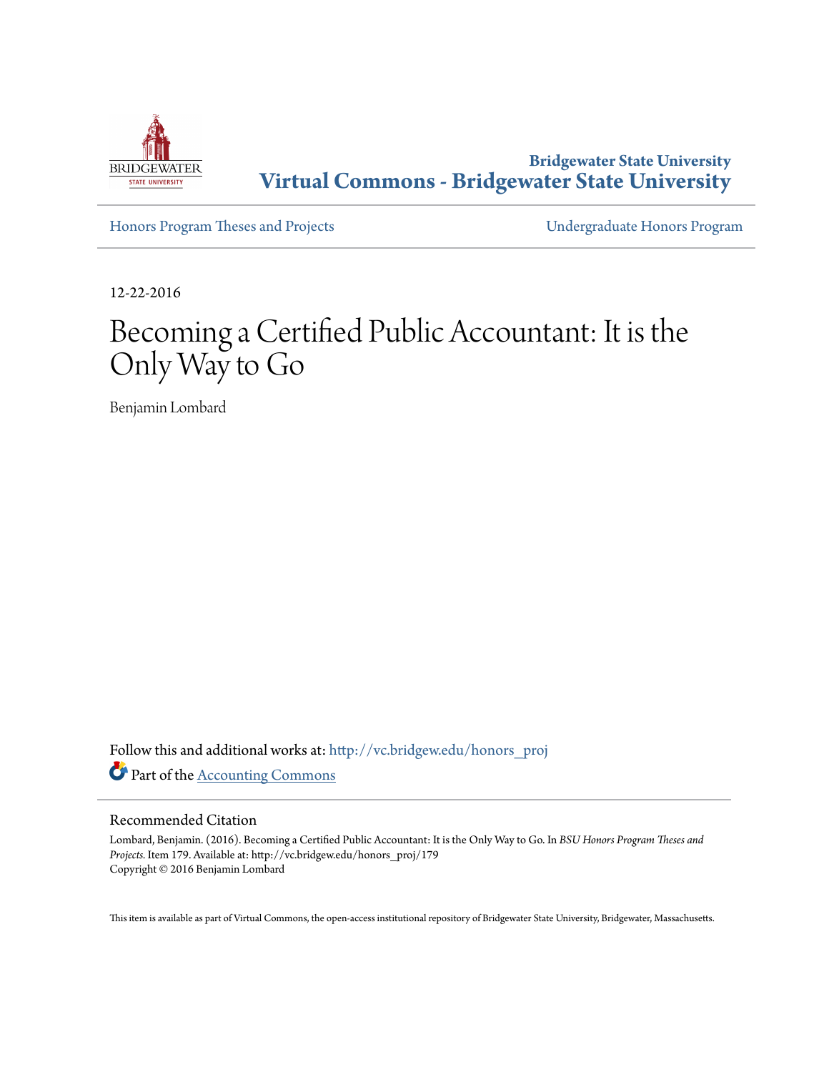Bridgewater State University

**Virtual Commons - Bridgewater State University**

Honors Program Theses and Projects | Undergraduate Honors Program

12-22-2016

# Becoming a Certified Public Accountant: It is the Only Way to Go

Benjamin Lombard

Follow this and additional works at: http://vc.bridgew.edu/honors_proj

Part of the Accounting Commons

## Recommended Citation

Lombard, Benjamin. (2016). Becoming a Certified Public Accountant: It is the Only Way to Go. In *BSU Honors Program Theses and Projects.* Item 179. Available at: http://vc.bridgew.edu/honors_proj/179

Copyright © 2016 Benjamin Lombard

This item is available as part of Virtual Commons, the open-access institutional repository of Bridgewater State University, Bridgewater, Massachusetts.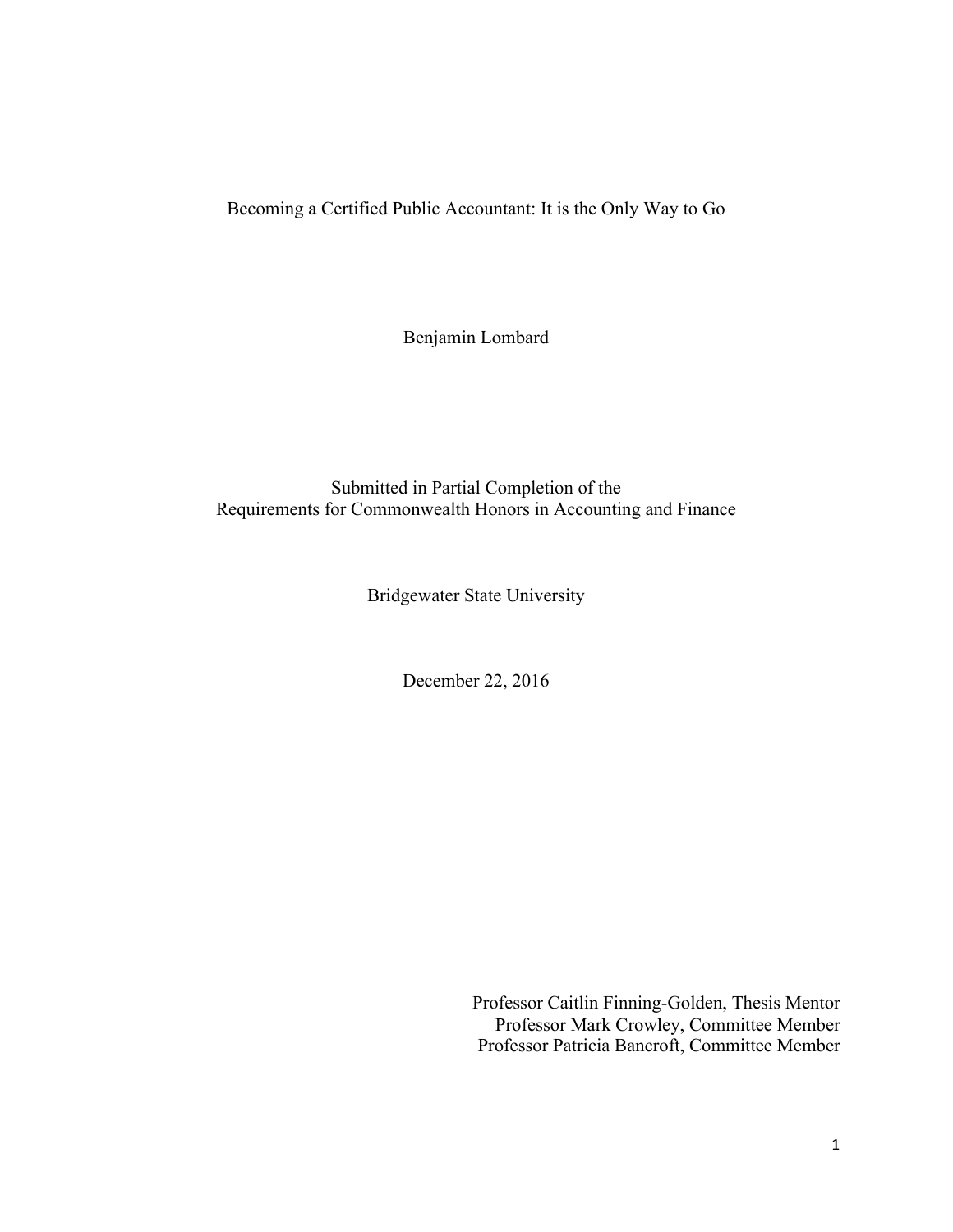# Becoming a Certified Public Accountant: It is the Only Way to Go

Benjamin Lombard

Submitted in Partial Completion of the
Requirements for Commonwealth Honors in Accounting and Finance

Bridgewater State University

December 22, 2016

Professor Caitlin Finning-Golden, Thesis Mentor
Professor Mark Crowley, Committee Member
Professor Patricia Bancroft, Committee Member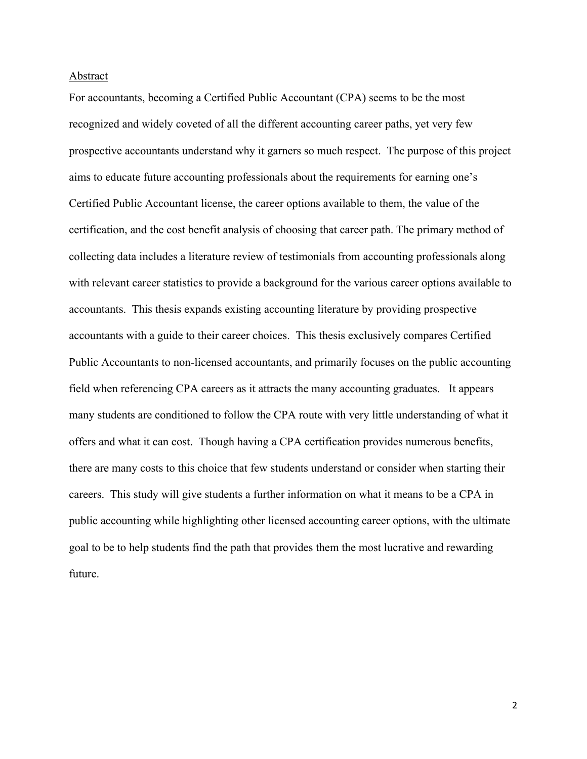## Abstract

For accountants, becoming a Certified Public Accountant (CPA) seems to be the most recognized and widely coveted of all the different accounting career paths, yet very few prospective accountants understand why it garners so much respect. The purpose of this project aims to educate future accounting professionals about the requirements for earning one's Certified Public Accountant license, the career options available to them, the value of the certification, and the cost benefit analysis of choosing that career path. The primary method of collecting data includes a literature review of testimonials from accounting professionals along with relevant career statistics to provide a background for the various career options available to accountants. This thesis expands existing accounting literature by providing prospective accountants with a guide to their career choices. This thesis exclusively compares Certified Public Accountants to non-licensed accountants, and primarily focuses on the public accounting field when referencing CPA careers as it attracts the many accounting graduates. It appears many students are conditioned to follow the CPA route with very little understanding of what it offers and what it can cost. Though having a CPA certification provides numerous benefits, there are many costs to this choice that few students understand or consider when starting their careers. This study will give students a further information on what it means to be a CPA in public accounting while highlighting other licensed accounting career options, with the ultimate goal to be to help students find the path that provides them the most lucrative and rewarding future.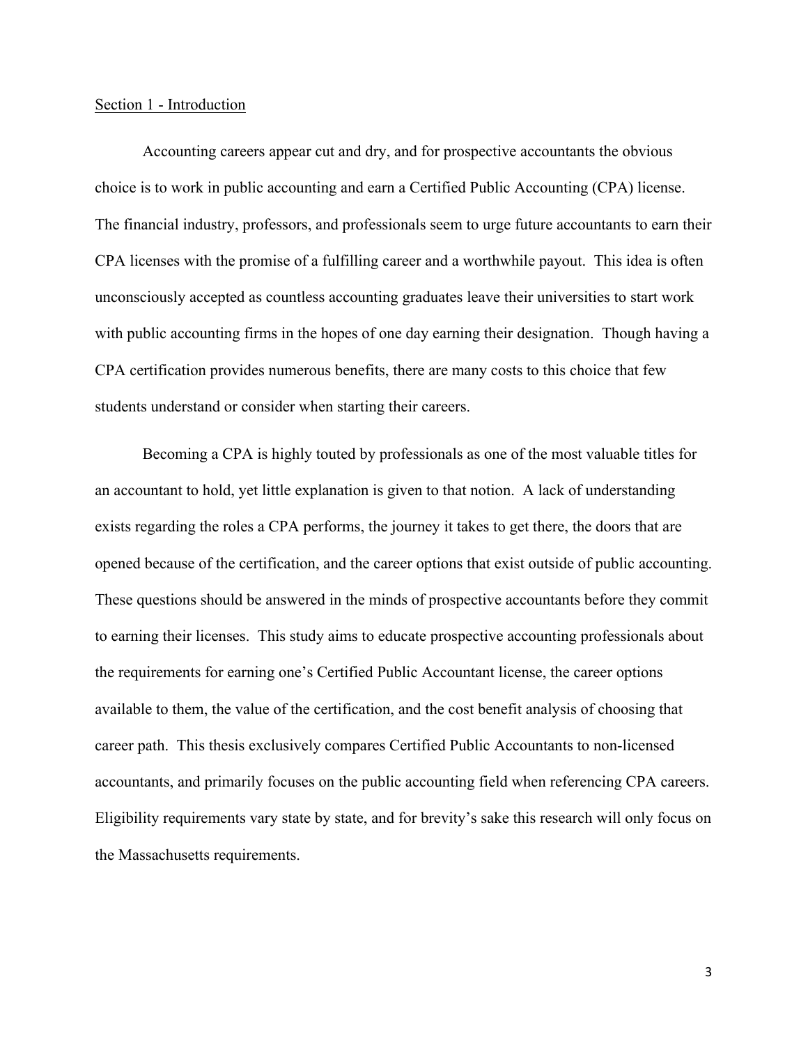## Section 1 - Introduction

Accounting careers appear cut and dry, and for prospective accountants the obvious choice is to work in public accounting and earn a Certified Public Accounting (CPA) license. The financial industry, professors, and professionals seem to urge future accountants to earn their CPA licenses with the promise of a fulfilling career and a worthwhile payout. This idea is often unconsciously accepted as countless accounting graduates leave their universities to start work with public accounting firms in the hopes of one day earning their designation. Though having a CPA certification provides numerous benefits, there are many costs to this choice that few students understand or consider when starting their careers.

Becoming a CPA is highly touted by professionals as one of the most valuable titles for an accountant to hold, yet little explanation is given to that notion. A lack of understanding exists regarding the roles a CPA performs, the journey it takes to get there, the doors that are opened because of the certification, and the career options that exist outside of public accounting. These questions should be answered in the minds of prospective accountants before they commit to earning their licenses. This study aims to educate prospective accounting professionals about the requirements for earning one's Certified Public Accountant license, the career options available to them, the value of the certification, and the cost benefit analysis of choosing that career path. This thesis exclusively compares Certified Public Accountants to non-licensed accountants, and primarily focuses on the public accounting field when referencing CPA careers. Eligibility requirements vary state by state, and for brevity's sake this research will only focus on the Massachusetts requirements.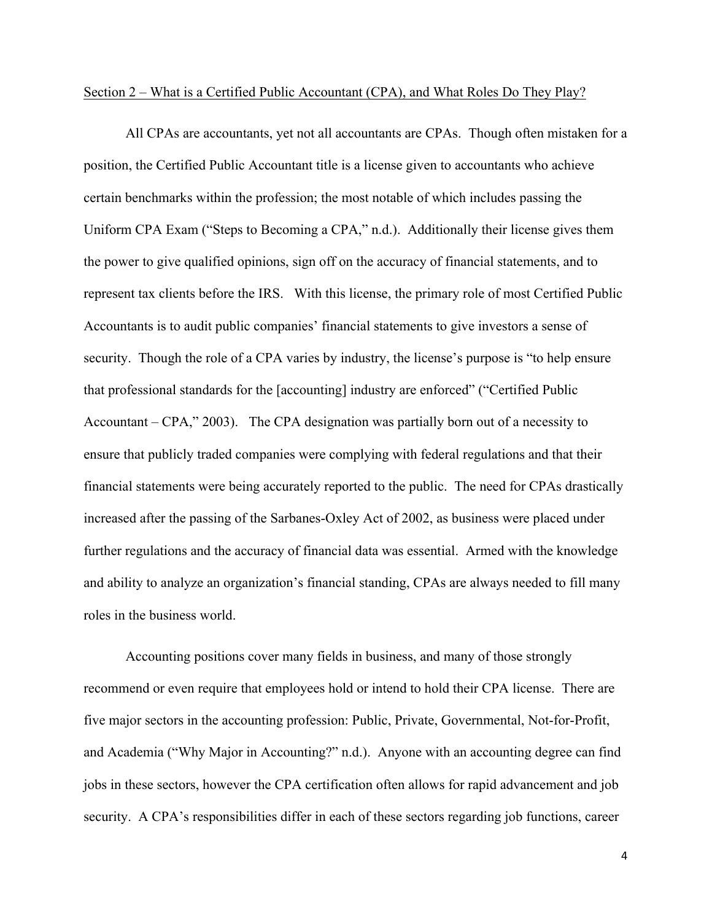Section 2 – What is a Certified Public Accountant (CPA), and What Roles Do They Play?

All CPAs are accountants, yet not all accountants are CPAs. Though often mistaken for a position, the Certified Public Accountant title is a license given to accountants who achieve certain benchmarks within the profession; the most notable of which includes passing the Uniform CPA Exam ("Steps to Becoming a CPA," n.d.). Additionally their license gives them the power to give qualified opinions, sign off on the accuracy of financial statements, and to represent tax clients before the IRS. With this license, the primary role of most Certified Public Accountants is to audit public companies' financial statements to give investors a sense of security. Though the role of a CPA varies by industry, the license's purpose is "to help ensure that professional standards for the [accounting] industry are enforced" ("Certified Public Accountant – CPA," 2003). The CPA designation was partially born out of a necessity to ensure that publicly traded companies were complying with federal regulations and that their financial statements were being accurately reported to the public. The need for CPAs drastically increased after the passing of the Sarbanes-Oxley Act of 2002, as business were placed under further regulations and the accuracy of financial data was essential. Armed with the knowledge and ability to analyze an organization's financial standing, CPAs are always needed to fill many roles in the business world.

Accounting positions cover many fields in business, and many of those strongly recommend or even require that employees hold or intend to hold their CPA license. There are five major sectors in the accounting profession: Public, Private, Governmental, Not-for-Profit, and Academia ("Why Major in Accounting?" n.d.). Anyone with an accounting degree can find jobs in these sectors, however the CPA certification often allows for rapid advancement and job security. A CPA's responsibilities differ in each of these sectors regarding job functions, career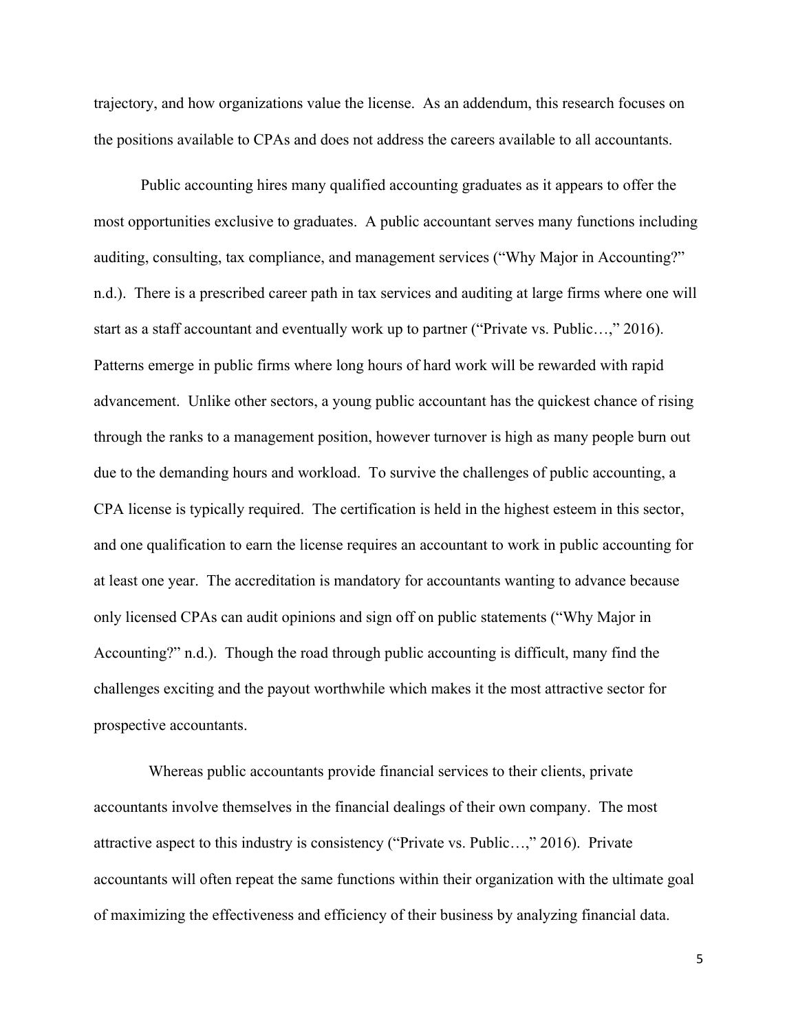trajectory, and how organizations value the license. As an addendum, this research focuses on the positions available to CPAs and does not address the careers available to all accountants.

Public accounting hires many qualified accounting graduates as it appears to offer the most opportunities exclusive to graduates. A public accountant serves many functions including auditing, consulting, tax compliance, and management services ("Why Major in Accounting?" n.d.). There is a prescribed career path in tax services and auditing at large firms where one will start as a staff accountant and eventually work up to partner ("Private vs. Public…," 2016). Patterns emerge in public firms where long hours of hard work will be rewarded with rapid advancement. Unlike other sectors, a young public accountant has the quickest chance of rising through the ranks to a management position, however turnover is high as many people burn out due to the demanding hours and workload. To survive the challenges of public accounting, a CPA license is typically required. The certification is held in the highest esteem in this sector, and one qualification to earn the license requires an accountant to work in public accounting for at least one year. The accreditation is mandatory for accountants wanting to advance because only licensed CPAs can audit opinions and sign off on public statements ("Why Major in Accounting?" n.d.). Though the road through public accounting is difficult, many find the challenges exciting and the payout worthwhile which makes it the most attractive sector for prospective accountants.

Whereas public accountants provide financial services to their clients, private accountants involve themselves in the financial dealings of their own company. The most attractive aspect to this industry is consistency ("Private vs. Public…," 2016). Private accountants will often repeat the same functions within their organization with the ultimate goal of maximizing the effectiveness and efficiency of their business by analyzing financial data.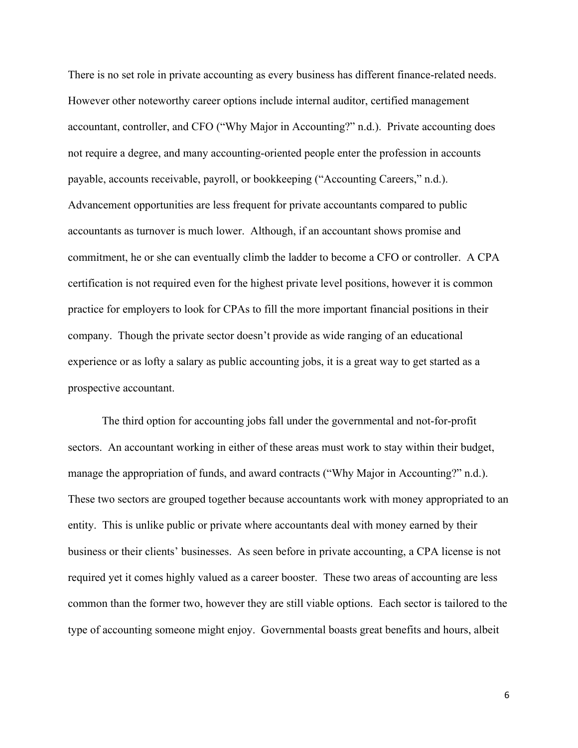There is no set role in private accounting as every business has different finance-related needs. However other noteworthy career options include internal auditor, certified management accountant, controller, and CFO ("Why Major in Accounting?" n.d.). Private accounting does not require a degree, and many accounting-oriented people enter the profession in accounts payable, accounts receivable, payroll, or bookkeeping ("Accounting Careers," n.d.). Advancement opportunities are less frequent for private accountants compared to public accountants as turnover is much lower. Although, if an accountant shows promise and commitment, he or she can eventually climb the ladder to become a CFO or controller. A CPA certification is not required even for the highest private level positions, however it is common practice for employers to look for CPAs to fill the more important financial positions in their company. Though the private sector doesn't provide as wide ranging of an educational experience or as lofty a salary as public accounting jobs, it is a great way to get started as a prospective accountant.

The third option for accounting jobs fall under the governmental and not-for-profit sectors. An accountant working in either of these areas must work to stay within their budget, manage the appropriation of funds, and award contracts ("Why Major in Accounting?" n.d.). These two sectors are grouped together because accountants work with money appropriated to an entity. This is unlike public or private where accountants deal with money earned by their business or their clients' businesses. As seen before in private accounting, a CPA license is not required yet it comes highly valued as a career booster. These two areas of accounting are less common than the former two, however they are still viable options. Each sector is tailored to the type of accounting someone might enjoy. Governmental boasts great benefits and hours, albeit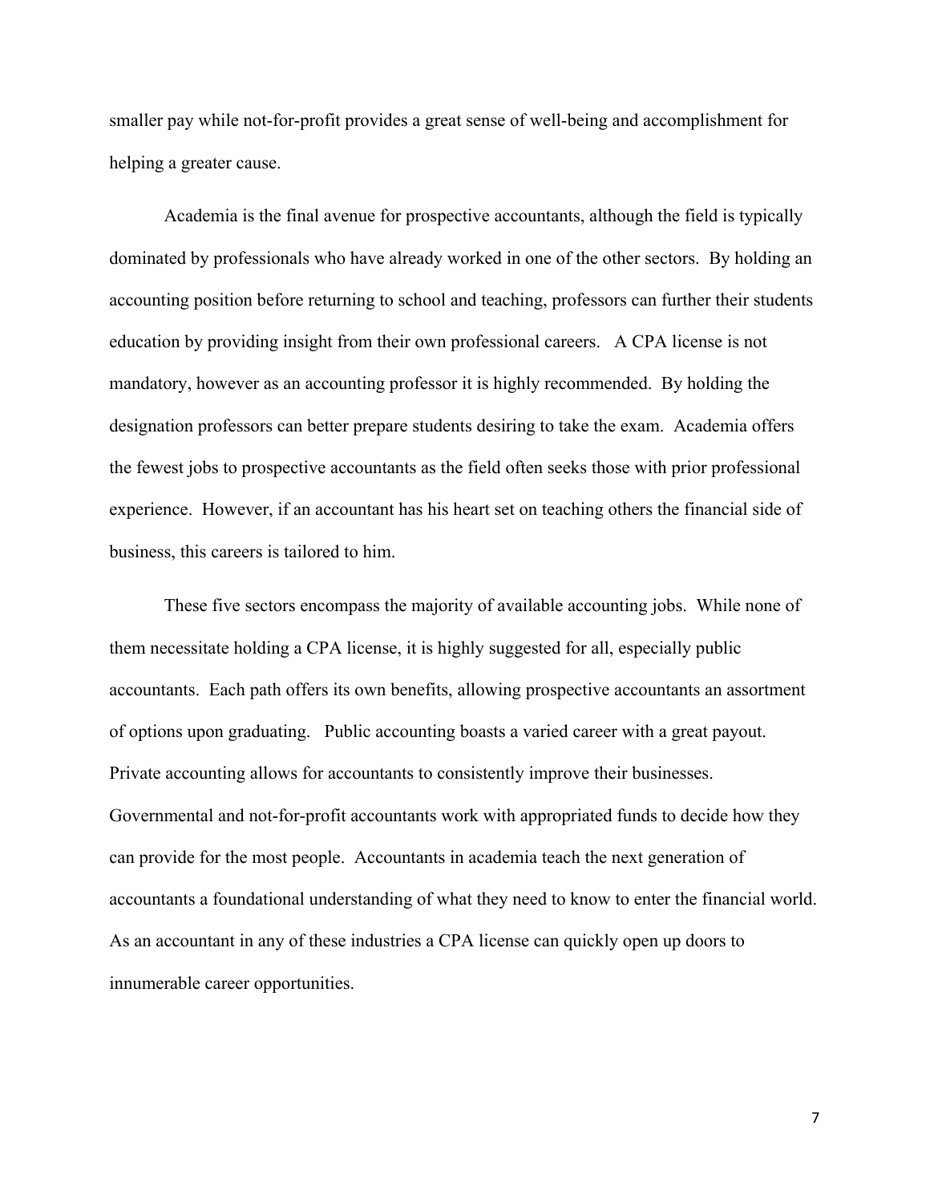smaller pay while not-for-profit provides a great sense of well-being and accomplishment for helping a greater cause.

Academia is the final avenue for prospective accountants, although the field is typically dominated by professionals who have already worked in one of the other sectors. By holding an accounting position before returning to school and teaching, professors can further their students education by providing insight from their own professional careers. A CPA license is not mandatory, however as an accounting professor it is highly recommended. By holding the designation professors can better prepare students desiring to take the exam. Academia offers the fewest jobs to prospective accountants as the field often seeks those with prior professional experience. However, if an accountant has his heart set on teaching others the financial side of business, this careers is tailored to him.

These five sectors encompass the majority of available accounting jobs. While none of them necessitate holding a CPA license, it is highly suggested for all, especially public accountants. Each path offers its own benefits, allowing prospective accountants an assortment of options upon graduating. Public accounting boasts a varied career with a great payout. Private accounting allows for accountants to consistently improve their businesses. Governmental and not-for-profit accountants work with appropriated funds to decide how they can provide for the most people. Accountants in academia teach the next generation of accountants a foundational understanding of what they need to know to enter the financial world. As an accountant in any of these industries a CPA license can quickly open up doors to innumerable career opportunities.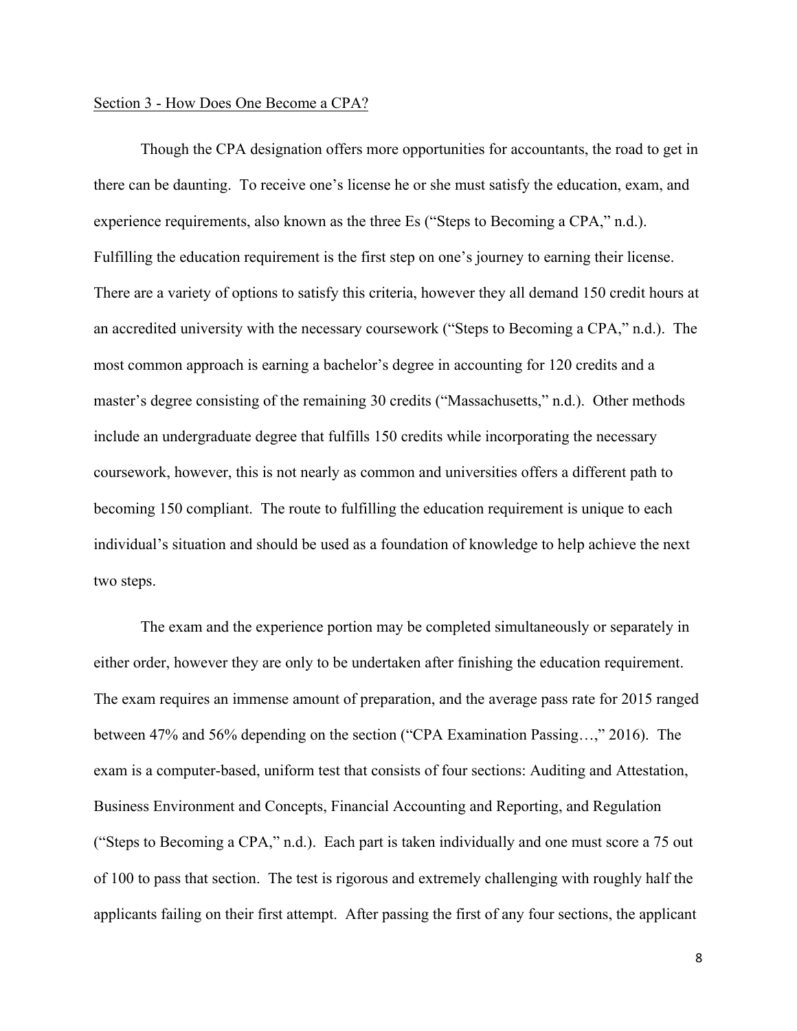Section 3 - How Does One Become a CPA?

Though the CPA designation offers more opportunities for accountants, the road to get in there can be daunting. To receive one's license he or she must satisfy the education, exam, and experience requirements, also known as the three Es ("Steps to Becoming a CPA," n.d.). Fulfilling the education requirement is the first step on one's journey to earning their license. There are a variety of options to satisfy this criteria, however they all demand 150 credit hours at an accredited university with the necessary coursework ("Steps to Becoming a CPA," n.d.). The most common approach is earning a bachelor's degree in accounting for 120 credits and a master's degree consisting of the remaining 30 credits ("Massachusetts," n.d.). Other methods include an undergraduate degree that fulfills 150 credits while incorporating the necessary coursework, however, this is not nearly as common and universities offers a different path to becoming 150 compliant. The route to fulfilling the education requirement is unique to each individual's situation and should be used as a foundation of knowledge to help achieve the next two steps.

The exam and the experience portion may be completed simultaneously or separately in either order, however they are only to be undertaken after finishing the education requirement. The exam requires an immense amount of preparation, and the average pass rate for 2015 ranged between 47% and 56% depending on the section ("CPA Examination Passing…," 2016). The exam is a computer-based, uniform test that consists of four sections: Auditing and Attestation, Business Environment and Concepts, Financial Accounting and Reporting, and Regulation ("Steps to Becoming a CPA," n.d.). Each part is taken individually and one must score a 75 out of 100 to pass that section. The test is rigorous and extremely challenging with roughly half the applicants failing on their first attempt. After passing the first of any four sections, the applicant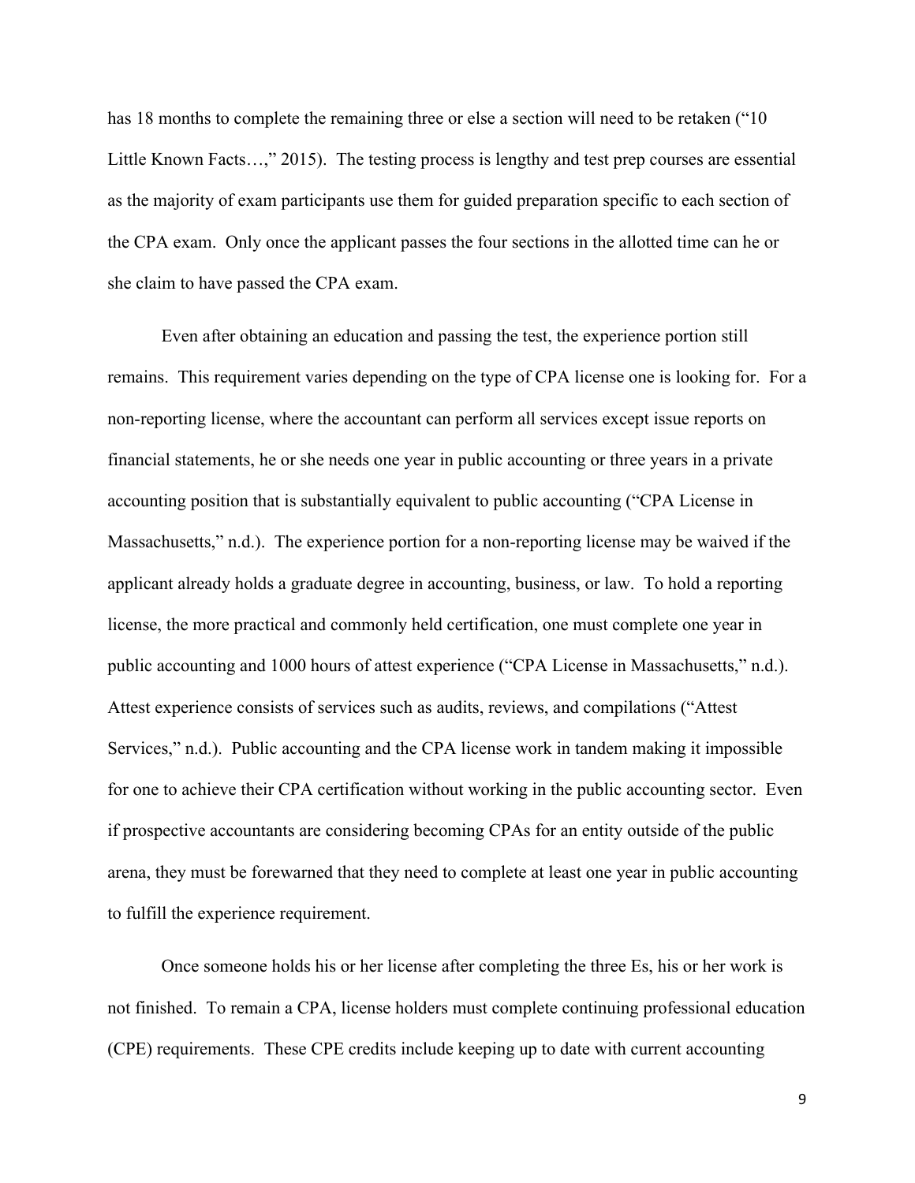has 18 months to complete the remaining three or else a section will need to be retaken ("10 Little Known Facts…," 2015). The testing process is lengthy and test prep courses are essential as the majority of exam participants use them for guided preparation specific to each section of the CPA exam. Only once the applicant passes the four sections in the allotted time can he or she claim to have passed the CPA exam.

Even after obtaining an education and passing the test, the experience portion still remains. This requirement varies depending on the type of CPA license one is looking for. For a non-reporting license, where the accountant can perform all services except issue reports on financial statements, he or she needs one year in public accounting or three years in a private accounting position that is substantially equivalent to public accounting ("CPA License in Massachusetts," n.d.). The experience portion for a non-reporting license may be waived if the applicant already holds a graduate degree in accounting, business, or law. To hold a reporting license, the more practical and commonly held certification, one must complete one year in public accounting and 1000 hours of attest experience ("CPA License in Massachusetts," n.d.). Attest experience consists of services such as audits, reviews, and compilations ("Attest Services," n.d.). Public accounting and the CPA license work in tandem making it impossible for one to achieve their CPA certification without working in the public accounting sector. Even if prospective accountants are considering becoming CPAs for an entity outside of the public arena, they must be forewarned that they need to complete at least one year in public accounting to fulfill the experience requirement.

Once someone holds his or her license after completing the three Es, his or her work is not finished. To remain a CPA, license holders must complete continuing professional education (CPE) requirements. These CPE credits include keeping up to date with current accounting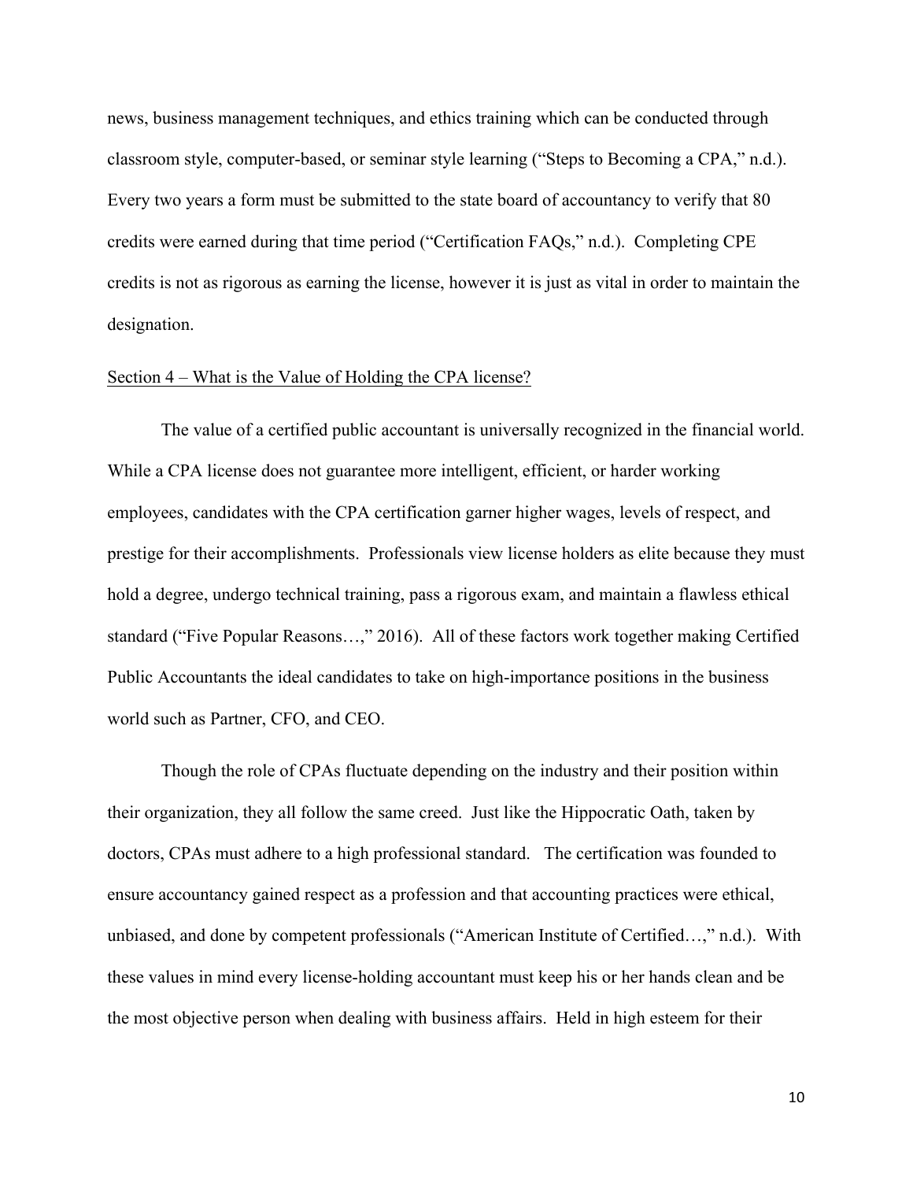news, business management techniques, and ethics training which can be conducted through classroom style, computer-based, or seminar style learning ("Steps to Becoming a CPA," n.d.). Every two years a form must be submitted to the state board of accountancy to verify that 80 credits were earned during that time period ("Certification FAQs," n.d.). Completing CPE credits is not as rigorous as earning the license, however it is just as vital in order to maintain the designation.

## Section 4 – What is the Value of Holding the CPA license?

The value of a certified public accountant is universally recognized in the financial world. While a CPA license does not guarantee more intelligent, efficient, or harder working employees, candidates with the CPA certification garner higher wages, levels of respect, and prestige for their accomplishments. Professionals view license holders as elite because they must hold a degree, undergo technical training, pass a rigorous exam, and maintain a flawless ethical standard ("Five Popular Reasons…," 2016). All of these factors work together making Certified Public Accountants the ideal candidates to take on high-importance positions in the business world such as Partner, CFO, and CEO.

Though the role of CPAs fluctuate depending on the industry and their position within their organization, they all follow the same creed. Just like the Hippocratic Oath, taken by doctors, CPAs must adhere to a high professional standard. The certification was founded to ensure accountancy gained respect as a profession and that accounting practices were ethical, unbiased, and done by competent professionals ("American Institute of Certified…," n.d.). With these values in mind every license-holding accountant must keep his or her hands clean and be the most objective person when dealing with business affairs. Held in high esteem for their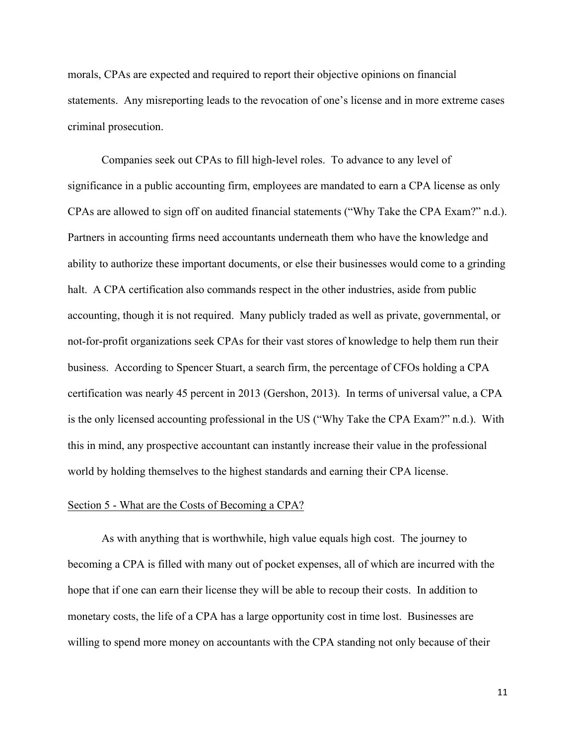morals, CPAs are expected and required to report their objective opinions on financial statements. Any misreporting leads to the revocation of one's license and in more extreme cases criminal prosecution.

Companies seek out CPAs to fill high-level roles. To advance to any level of significance in a public accounting firm, employees are mandated to earn a CPA license as only CPAs are allowed to sign off on audited financial statements ("Why Take the CPA Exam?" n.d.). Partners in accounting firms need accountants underneath them who have the knowledge and ability to authorize these important documents, or else their businesses would come to a grinding halt. A CPA certification also commands respect in the other industries, aside from public accounting, though it is not required. Many publicly traded as well as private, governmental, or not-for-profit organizations seek CPAs for their vast stores of knowledge to help them run their business. According to Spencer Stuart, a search firm, the percentage of CFOs holding a CPA certification was nearly 45 percent in 2013 (Gershon, 2013). In terms of universal value, a CPA is the only licensed accounting professional in the US ("Why Take the CPA Exam?" n.d.). With this in mind, any prospective accountant can instantly increase their value in the professional world by holding themselves to the highest standards and earning their CPA license.

## Section 5 - What are the Costs of Becoming a CPA?

As with anything that is worthwhile, high value equals high cost. The journey to becoming a CPA is filled with many out of pocket expenses, all of which are incurred with the hope that if one can earn their license they will be able to recoup their costs. In addition to monetary costs, the life of a CPA has a large opportunity cost in time lost. Businesses are willing to spend more money on accountants with the CPA standing not only because of their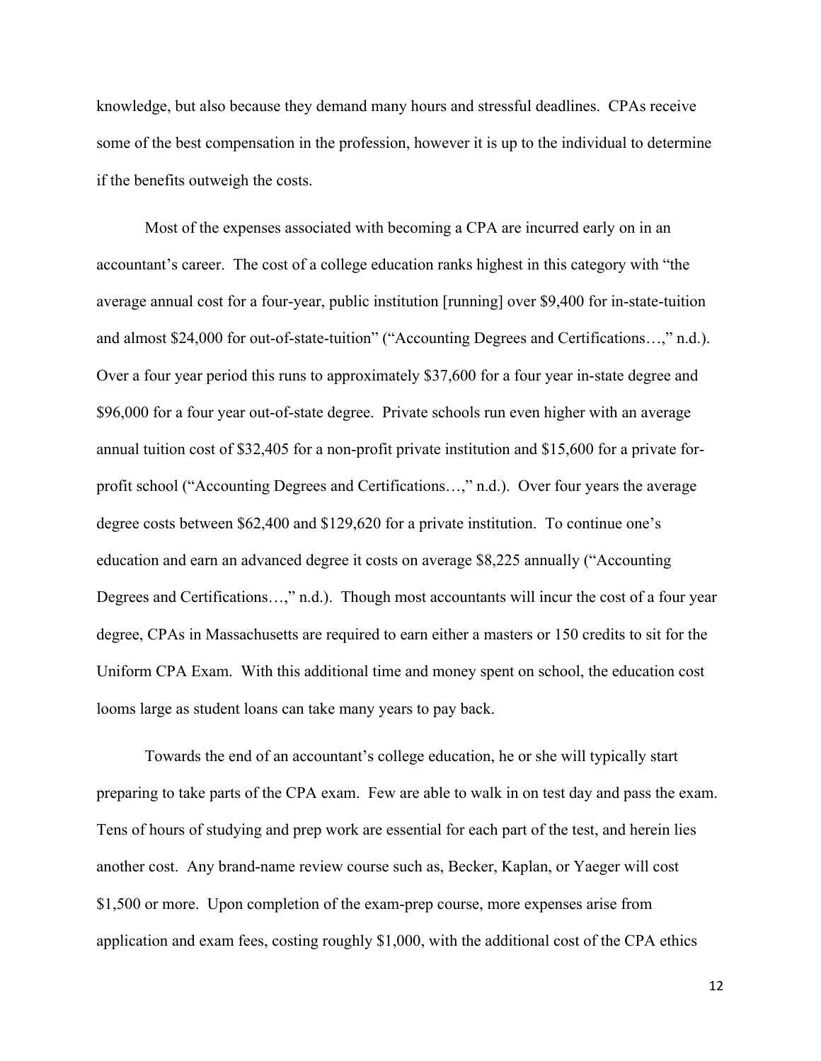knowledge, but also because they demand many hours and stressful deadlines. CPAs receive some of the best compensation in the profession, however it is up to the individual to determine if the benefits outweigh the costs.

Most of the expenses associated with becoming a CPA are incurred early on in an accountant's career. The cost of a college education ranks highest in this category with "the average annual cost for a four-year, public institution [running] over $9,400 for in-state-tuition and almost $24,000 for out-of-state-tuition" ("Accounting Degrees and Certifications…," n.d.). Over a four year period this runs to approximately $37,600 for a four year in-state degree and $96,000 for a four year out-of-state degree. Private schools run even higher with an average annual tuition cost of $32,405 for a non-profit private institution and $15,600 for a private for-profit school ("Accounting Degrees and Certifications…," n.d.). Over four years the average degree costs between $62,400 and $129,620 for a private institution. To continue one's education and earn an advanced degree it costs on average $8,225 annually ("Accounting Degrees and Certifications…," n.d.). Though most accountants will incur the cost of a four year degree, CPAs in Massachusetts are required to earn either a masters or 150 credits to sit for the Uniform CPA Exam. With this additional time and money spent on school, the education cost looms large as student loans can take many years to pay back.

Towards the end of an accountant's college education, he or she will typically start preparing to take parts of the CPA exam. Few are able to walk in on test day and pass the exam. Tens of hours of studying and prep work are essential for each part of the test, and herein lies another cost. Any brand-name review course such as, Becker, Kaplan, or Yaeger will cost $1,500 or more. Upon completion of the exam-prep course, more expenses arise from application and exam fees, costing roughly $1,000, with the additional cost of the CPA ethics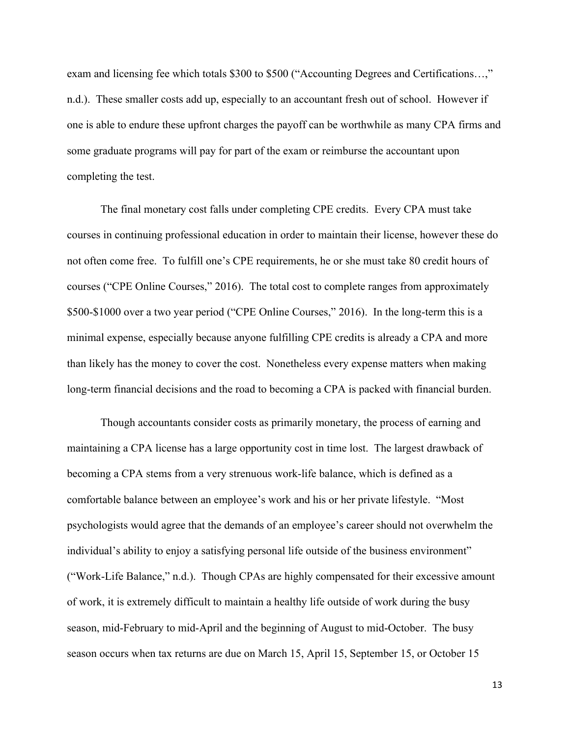exam and licensing fee which totals $300 to $500 ("Accounting Degrees and Certifications…," n.d.). These smaller costs add up, especially to an accountant fresh out of school. However if one is able to endure these upfront charges the payoff can be worthwhile as many CPA firms and some graduate programs will pay for part of the exam or reimburse the accountant upon completing the test.

The final monetary cost falls under completing CPE credits. Every CPA must take courses in continuing professional education in order to maintain their license, however these do not often come free. To fulfill one's CPE requirements, he or she must take 80 credit hours of courses ("CPE Online Courses," 2016). The total cost to complete ranges from approximately $500-$1000 over a two year period ("CPE Online Courses," 2016). In the long-term this is a minimal expense, especially because anyone fulfilling CPE credits is already a CPA and more than likely has the money to cover the cost. Nonetheless every expense matters when making long-term financial decisions and the road to becoming a CPA is packed with financial burden.

Though accountants consider costs as primarily monetary, the process of earning and maintaining a CPA license has a large opportunity cost in time lost. The largest drawback of becoming a CPA stems from a very strenuous work-life balance, which is defined as a comfortable balance between an employee's work and his or her private lifestyle. "Most psychologists would agree that the demands of an employee's career should not overwhelm the individual's ability to enjoy a satisfying personal life outside of the business environment" ("Work-Life Balance," n.d.). Though CPAs are highly compensated for their excessive amount of work, it is extremely difficult to maintain a healthy life outside of work during the busy season, mid-February to mid-April and the beginning of August to mid-October. The busy season occurs when tax returns are due on March 15, April 15, September 15, or October 15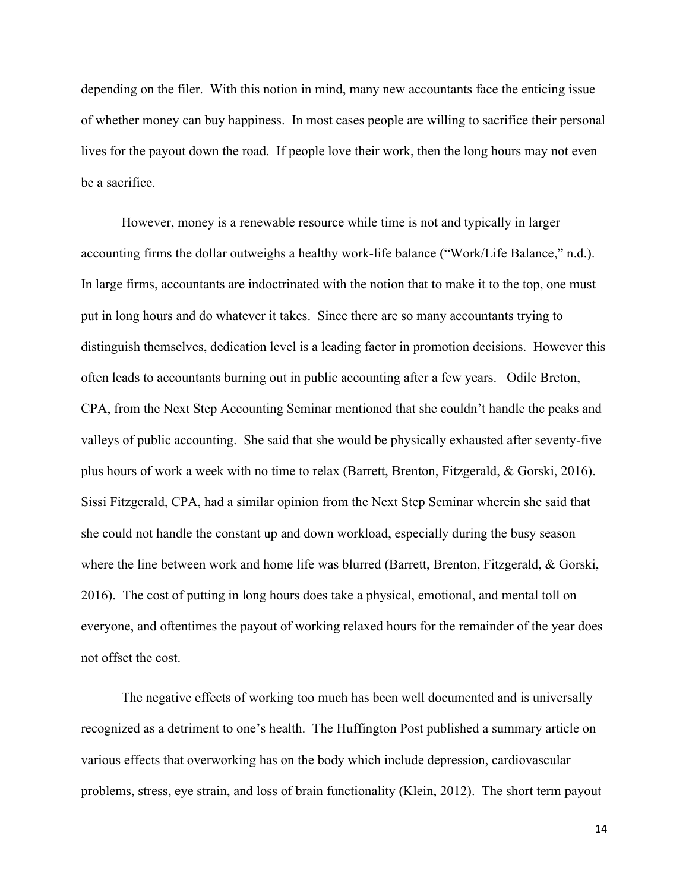depending on the filer.  With this notion in mind, many new accountants face the enticing issue of whether money can buy happiness.  In most cases people are willing to sacrifice their personal lives for the payout down the road.  If people love their work, then the long hours may not even be a sacrifice.

However, money is a renewable resource while time is not and typically in larger accounting firms the dollar outweighs a healthy work-life balance ("Work/Life Balance," n.d.). In large firms, accountants are indoctrinated with the notion that to make it to the top, one must put in long hours and do whatever it takes.  Since there are so many accountants trying to distinguish themselves, dedication level is a leading factor in promotion decisions.  However this often leads to accountants burning out in public accounting after a few years.   Odile Breton, CPA, from the Next Step Accounting Seminar mentioned that she couldn't handle the peaks and valleys of public accounting.  She said that she would be physically exhausted after seventy-five plus hours of work a week with no time to relax (Barrett, Brenton, Fitzgerald, & Gorski, 2016). Sissi Fitzgerald, CPA, had a similar opinion from the Next Step Seminar wherein she said that she could not handle the constant up and down workload, especially during the busy season where the line between work and home life was blurred (Barrett, Brenton, Fitzgerald, & Gorski, 2016).  The cost of putting in long hours does take a physical, emotional, and mental toll on everyone, and oftentimes the payout of working relaxed hours for the remainder of the year does not offset the cost.

The negative effects of working too much has been well documented and is universally recognized as a detriment to one's health.  The Huffington Post published a summary article on various effects that overworking has on the body which include depression, cardiovascular problems, stress, eye strain, and loss of brain functionality (Klein, 2012).  The short term payout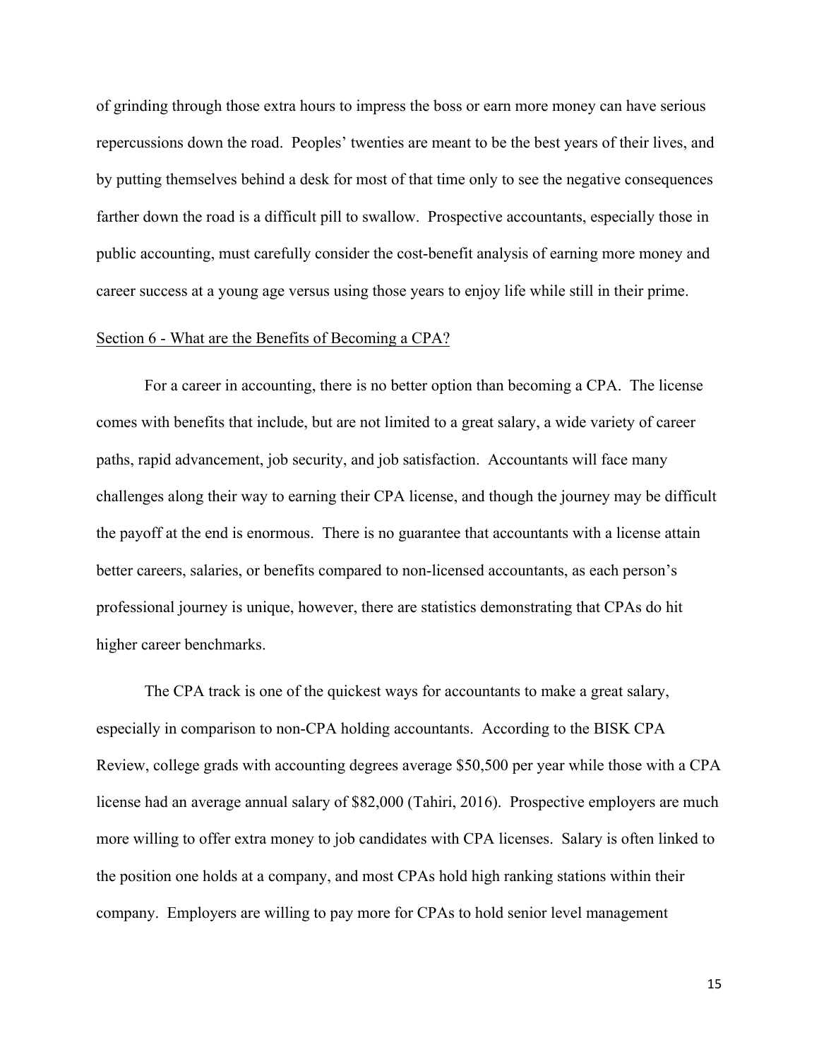of grinding through those extra hours to impress the boss or earn more money can have serious repercussions down the road. Peoples' twenties are meant to be the best years of their lives, and by putting themselves behind a desk for most of that time only to see the negative consequences farther down the road is a difficult pill to swallow. Prospective accountants, especially those in public accounting, must carefully consider the cost-benefit analysis of earning more money and career success at a young age versus using those years to enjoy life while still in their prime.

## Section 6 - What are the Benefits of Becoming a CPA?

For a career in accounting, there is no better option than becoming a CPA. The license comes with benefits that include, but are not limited to a great salary, a wide variety of career paths, rapid advancement, job security, and job satisfaction. Accountants will face many challenges along their way to earning their CPA license, and though the journey may be difficult the payoff at the end is enormous. There is no guarantee that accountants with a license attain better careers, salaries, or benefits compared to non-licensed accountants, as each person's professional journey is unique, however, there are statistics demonstrating that CPAs do hit higher career benchmarks.

The CPA track is one of the quickest ways for accountants to make a great salary, especially in comparison to non-CPA holding accountants. According to the BISK CPA Review, college grads with accounting degrees average $50,500 per year while those with a CPA license had an average annual salary of $82,000 (Tahiri, 2016). Prospective employers are much more willing to offer extra money to job candidates with CPA licenses. Salary is often linked to the position one holds at a company, and most CPAs hold high ranking stations within their company. Employers are willing to pay more for CPAs to hold senior level management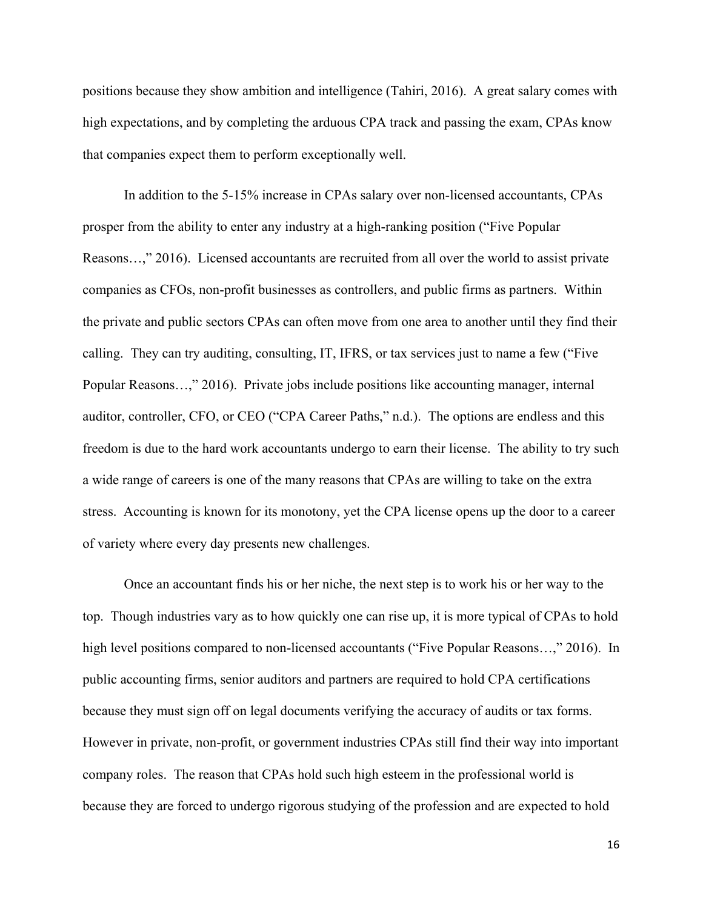positions because they show ambition and intelligence (Tahiri, 2016). A great salary comes with high expectations, and by completing the arduous CPA track and passing the exam, CPAs know that companies expect them to perform exceptionally well.

In addition to the 5-15% increase in CPAs salary over non-licensed accountants, CPAs prosper from the ability to enter any industry at a high-ranking position ("Five Popular Reasons…," 2016). Licensed accountants are recruited from all over the world to assist private companies as CFOs, non-profit businesses as controllers, and public firms as partners. Within the private and public sectors CPAs can often move from one area to another until they find their calling. They can try auditing, consulting, IT, IFRS, or tax services just to name a few ("Five Popular Reasons…," 2016). Private jobs include positions like accounting manager, internal auditor, controller, CFO, or CEO ("CPA Career Paths," n.d.). The options are endless and this freedom is due to the hard work accountants undergo to earn their license. The ability to try such a wide range of careers is one of the many reasons that CPAs are willing to take on the extra stress. Accounting is known for its monotony, yet the CPA license opens up the door to a career of variety where every day presents new challenges.

Once an accountant finds his or her niche, the next step is to work his or her way to the top. Though industries vary as to how quickly one can rise up, it is more typical of CPAs to hold high level positions compared to non-licensed accountants ("Five Popular Reasons…," 2016). In public accounting firms, senior auditors and partners are required to hold CPA certifications because they must sign off on legal documents verifying the accuracy of audits or tax forms. However in private, non-profit, or government industries CPAs still find their way into important company roles. The reason that CPAs hold such high esteem in the professional world is because they are forced to undergo rigorous studying of the profession and are expected to hold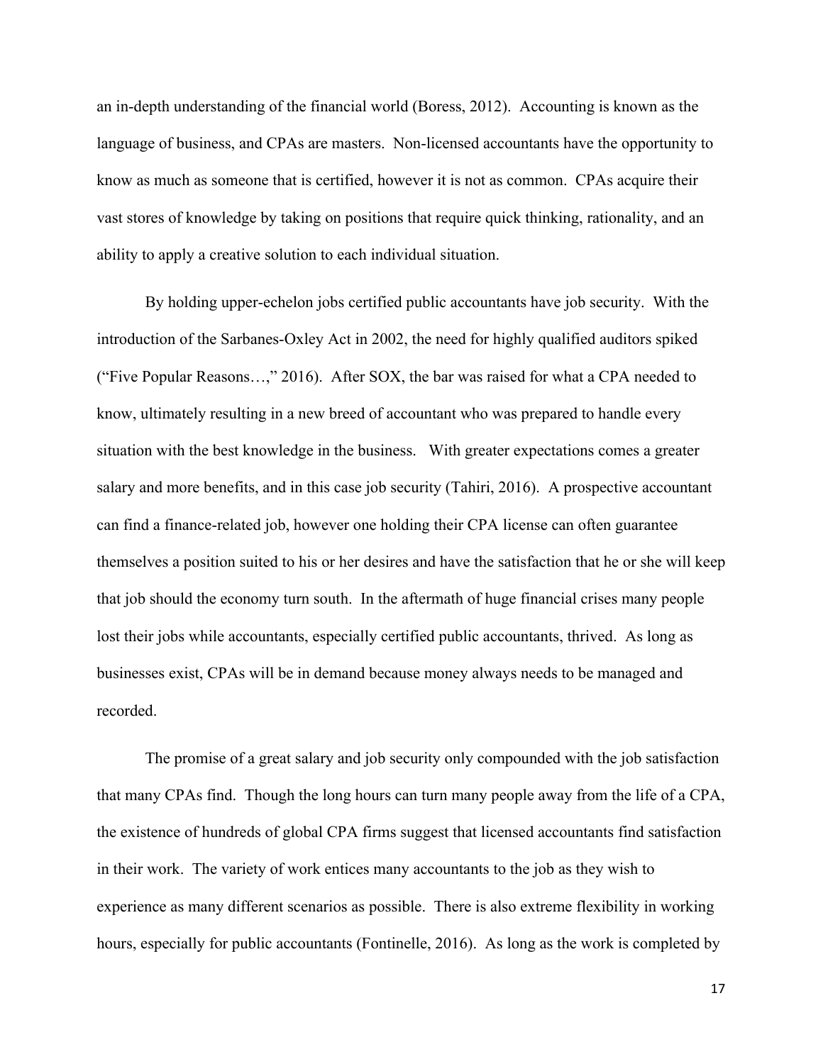an in-depth understanding of the financial world (Boress, 2012). Accounting is known as the language of business, and CPAs are masters. Non-licensed accountants have the opportunity to know as much as someone that is certified, however it is not as common. CPAs acquire their vast stores of knowledge by taking on positions that require quick thinking, rationality, and an ability to apply a creative solution to each individual situation.

By holding upper-echelon jobs certified public accountants have job security. With the introduction of the Sarbanes-Oxley Act in 2002, the need for highly qualified auditors spiked ("Five Popular Reasons…," 2016). After SOX, the bar was raised for what a CPA needed to know, ultimately resulting in a new breed of accountant who was prepared to handle every situation with the best knowledge in the business. With greater expectations comes a greater salary and more benefits, and in this case job security (Tahiri, 2016). A prospective accountant can find a finance-related job, however one holding their CPA license can often guarantee themselves a position suited to his or her desires and have the satisfaction that he or she will keep that job should the economy turn south. In the aftermath of huge financial crises many people lost their jobs while accountants, especially certified public accountants, thrived. As long as businesses exist, CPAs will be in demand because money always needs to be managed and recorded.

The promise of a great salary and job security only compounded with the job satisfaction that many CPAs find. Though the long hours can turn many people away from the life of a CPA, the existence of hundreds of global CPA firms suggest that licensed accountants find satisfaction in their work. The variety of work entices many accountants to the job as they wish to experience as many different scenarios as possible. There is also extreme flexibility in working hours, especially for public accountants (Fontinelle, 2016). As long as the work is completed by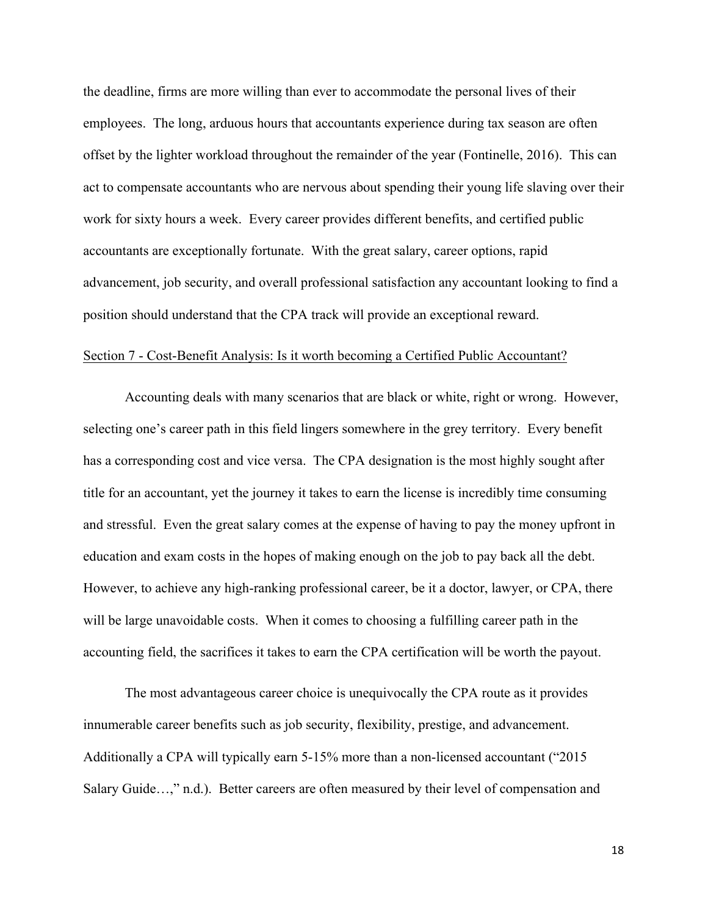the deadline, firms are more willing than ever to accommodate the personal lives of their employees. The long, arduous hours that accountants experience during tax season are often offset by the lighter workload throughout the remainder of the year (Fontinelle, 2016). This can act to compensate accountants who are nervous about spending their young life slaving over their work for sixty hours a week. Every career provides different benefits, and certified public accountants are exceptionally fortunate. With the great salary, career options, rapid advancement, job security, and overall professional satisfaction any accountant looking to find a position should understand that the CPA track will provide an exceptional reward.

## Section 7 - Cost-Benefit Analysis: Is it worth becoming a Certified Public Accountant?

Accounting deals with many scenarios that are black or white, right or wrong. However, selecting one's career path in this field lingers somewhere in the grey territory. Every benefit has a corresponding cost and vice versa. The CPA designation is the most highly sought after title for an accountant, yet the journey it takes to earn the license is incredibly time consuming and stressful. Even the great salary comes at the expense of having to pay the money upfront in education and exam costs in the hopes of making enough on the job to pay back all the debt. However, to achieve any high-ranking professional career, be it a doctor, lawyer, or CPA, there will be large unavoidable costs. When it comes to choosing a fulfilling career path in the accounting field, the sacrifices it takes to earn the CPA certification will be worth the payout.

The most advantageous career choice is unequivocally the CPA route as it provides innumerable career benefits such as job security, flexibility, prestige, and advancement. Additionally a CPA will typically earn 5-15% more than a non-licensed accountant ("2015 Salary Guide…," n.d.). Better careers are often measured by their level of compensation and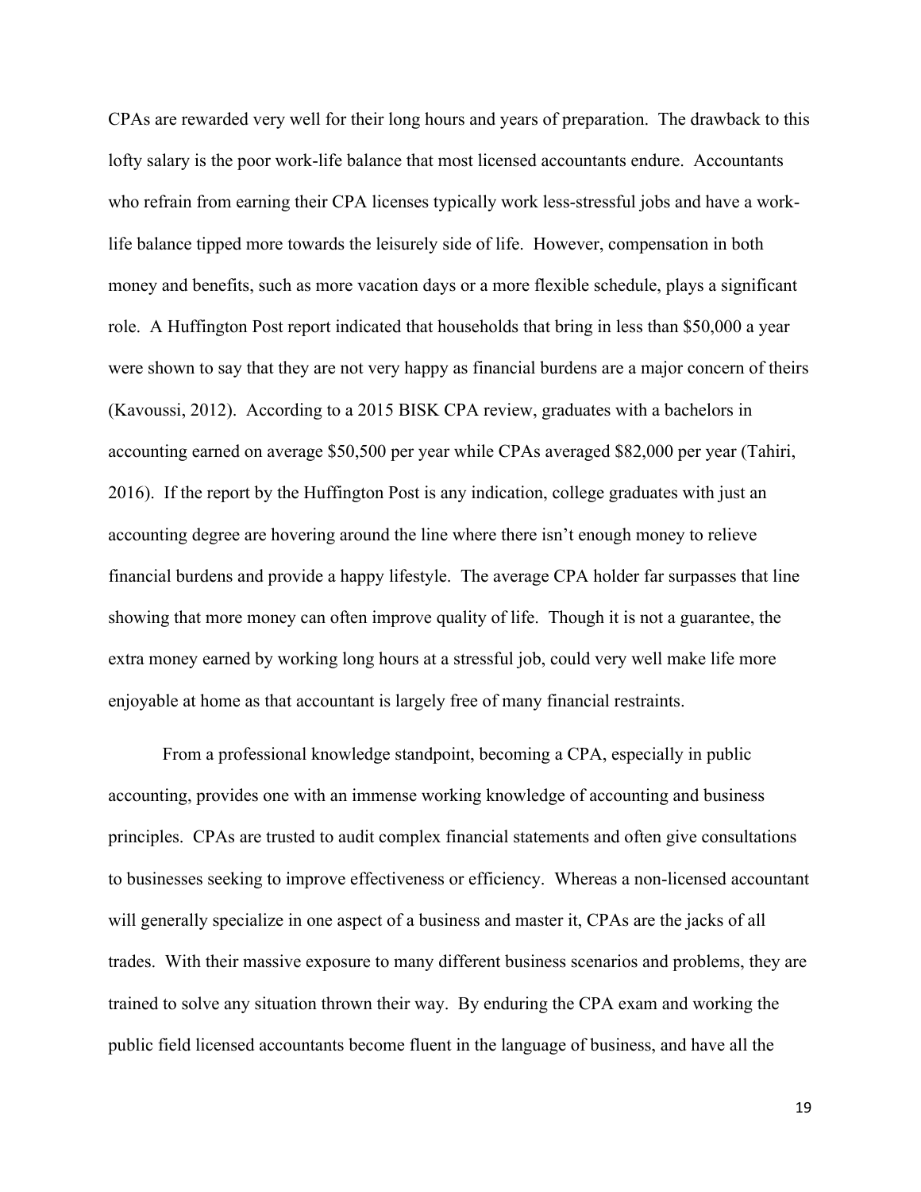CPAs are rewarded very well for their long hours and years of preparation. The drawback to this lofty salary is the poor work-life balance that most licensed accountants endure. Accountants who refrain from earning their CPA licenses typically work less-stressful jobs and have a work-life balance tipped more towards the leisurely side of life. However, compensation in both money and benefits, such as more vacation days or a more flexible schedule, plays a significant role. A Huffington Post report indicated that households that bring in less than $50,000 a year were shown to say that they are not very happy as financial burdens are a major concern of theirs (Kavoussi, 2012). According to a 2015 BISK CPA review, graduates with a bachelors in accounting earned on average $50,500 per year while CPAs averaged $82,000 per year (Tahiri, 2016). If the report by the Huffington Post is any indication, college graduates with just an accounting degree are hovering around the line where there isn't enough money to relieve financial burdens and provide a happy lifestyle. The average CPA holder far surpasses that line showing that more money can often improve quality of life. Though it is not a guarantee, the extra money earned by working long hours at a stressful job, could very well make life more enjoyable at home as that accountant is largely free of many financial restraints.

From a professional knowledge standpoint, becoming a CPA, especially in public accounting, provides one with an immense working knowledge of accounting and business principles. CPAs are trusted to audit complex financial statements and often give consultations to businesses seeking to improve effectiveness or efficiency. Whereas a non-licensed accountant will generally specialize in one aspect of a business and master it, CPAs are the jacks of all trades. With their massive exposure to many different business scenarios and problems, they are trained to solve any situation thrown their way. By enduring the CPA exam and working the public field licensed accountants become fluent in the language of business, and have all the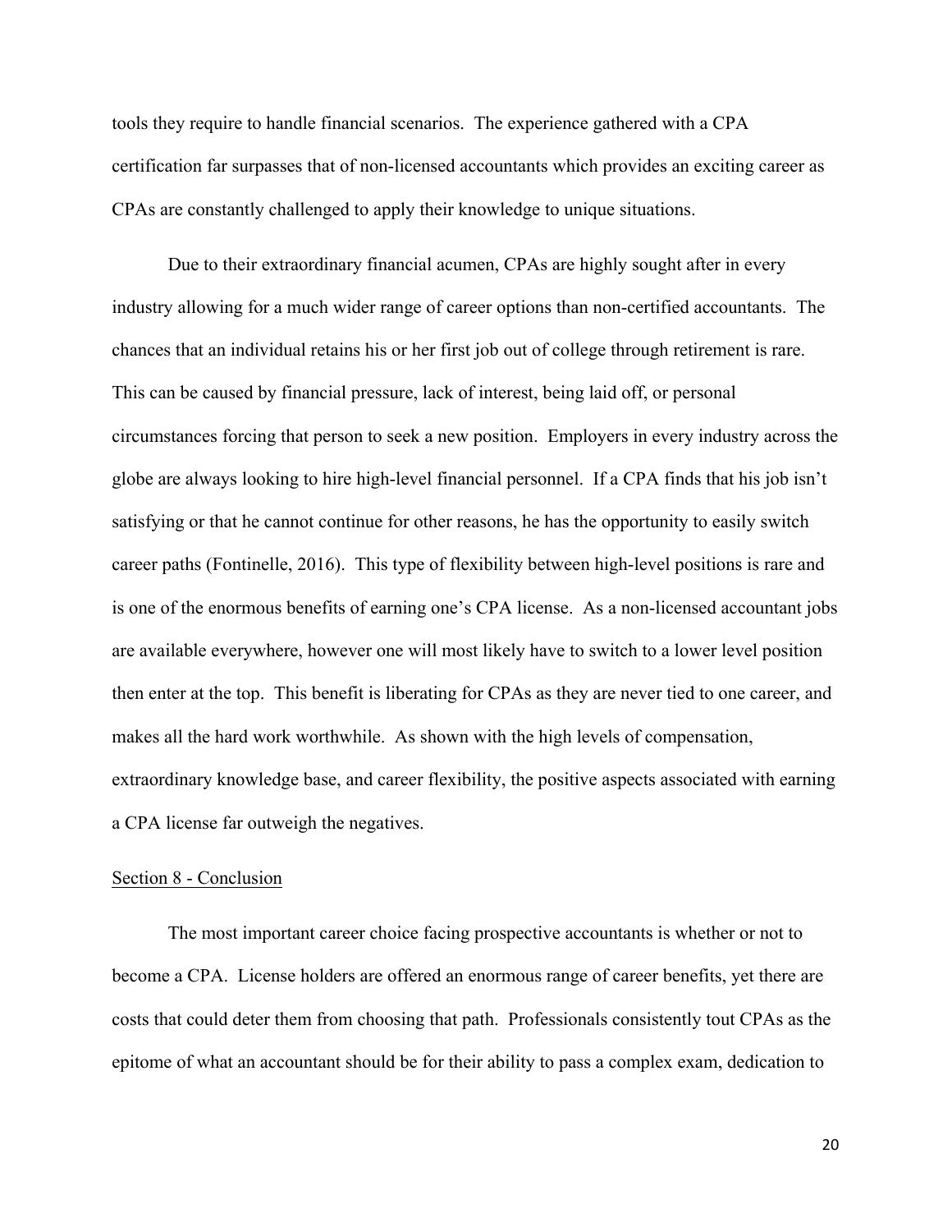tools they require to handle financial scenarios. The experience gathered with a CPA certification far surpasses that of non-licensed accountants which provides an exciting career as CPAs are constantly challenged to apply their knowledge to unique situations.

Due to their extraordinary financial acumen, CPAs are highly sought after in every industry allowing for a much wider range of career options than non-certified accountants. The chances that an individual retains his or her first job out of college through retirement is rare. This can be caused by financial pressure, lack of interest, being laid off, or personal circumstances forcing that person to seek a new position. Employers in every industry across the globe are always looking to hire high-level financial personnel. If a CPA finds that his job isn't satisfying or that he cannot continue for other reasons, he has the opportunity to easily switch career paths (Fontinelle, 2016). This type of flexibility between high-level positions is rare and is one of the enormous benefits of earning one's CPA license. As a non-licensed accountant jobs are available everywhere, however one will most likely have to switch to a lower level position then enter at the top. This benefit is liberating for CPAs as they are never tied to one career, and makes all the hard work worthwhile. As shown with the high levels of compensation, extraordinary knowledge base, and career flexibility, the positive aspects associated with earning a CPA license far outweigh the negatives.

## Section 8 - Conclusion

The most important career choice facing prospective accountants is whether or not to become a CPA. License holders are offered an enormous range of career benefits, yet there are costs that could deter them from choosing that path. Professionals consistently tout CPAs as the epitome of what an accountant should be for their ability to pass a complex exam, dedication to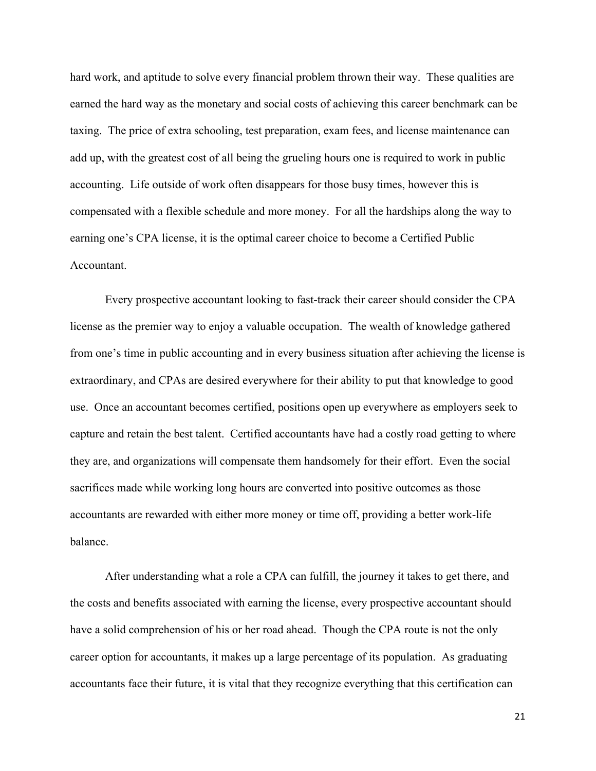hard work, and aptitude to solve every financial problem thrown their way. These qualities are earned the hard way as the monetary and social costs of achieving this career benchmark can be taxing. The price of extra schooling, test preparation, exam fees, and license maintenance can add up, with the greatest cost of all being the grueling hours one is required to work in public accounting. Life outside of work often disappears for those busy times, however this is compensated with a flexible schedule and more money. For all the hardships along the way to earning one's CPA license, it is the optimal career choice to become a Certified Public Accountant.

Every prospective accountant looking to fast-track their career should consider the CPA license as the premier way to enjoy a valuable occupation. The wealth of knowledge gathered from one's time in public accounting and in every business situation after achieving the license is extraordinary, and CPAs are desired everywhere for their ability to put that knowledge to good use. Once an accountant becomes certified, positions open up everywhere as employers seek to capture and retain the best talent. Certified accountants have had a costly road getting to where they are, and organizations will compensate them handsomely for their effort. Even the social sacrifices made while working long hours are converted into positive outcomes as those accountants are rewarded with either more money or time off, providing a better work-life balance.

After understanding what a role a CPA can fulfill, the journey it takes to get there, and the costs and benefits associated with earning the license, every prospective accountant should have a solid comprehension of his or her road ahead. Though the CPA route is not the only career option for accountants, it makes up a large percentage of its population. As graduating accountants face their future, it is vital that they recognize everything that this certification can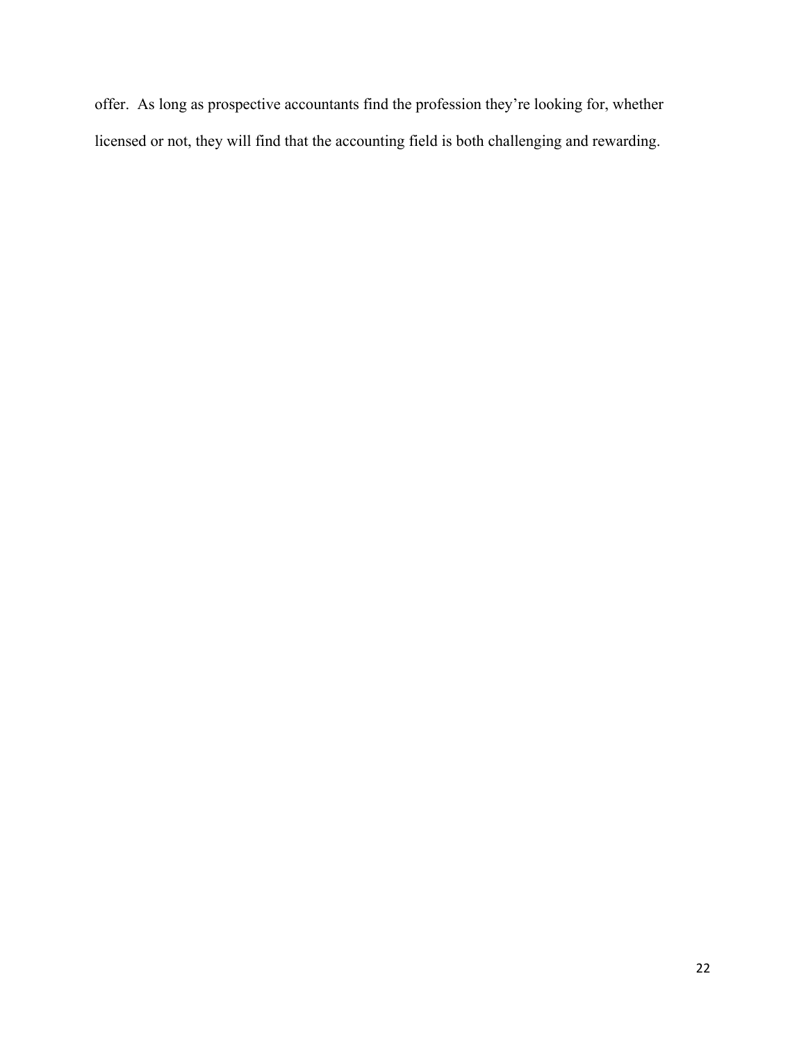offer.  As long as prospective accountants find the profession they're looking for, whether licensed or not, they will find that the accounting field is both challenging and rewarding.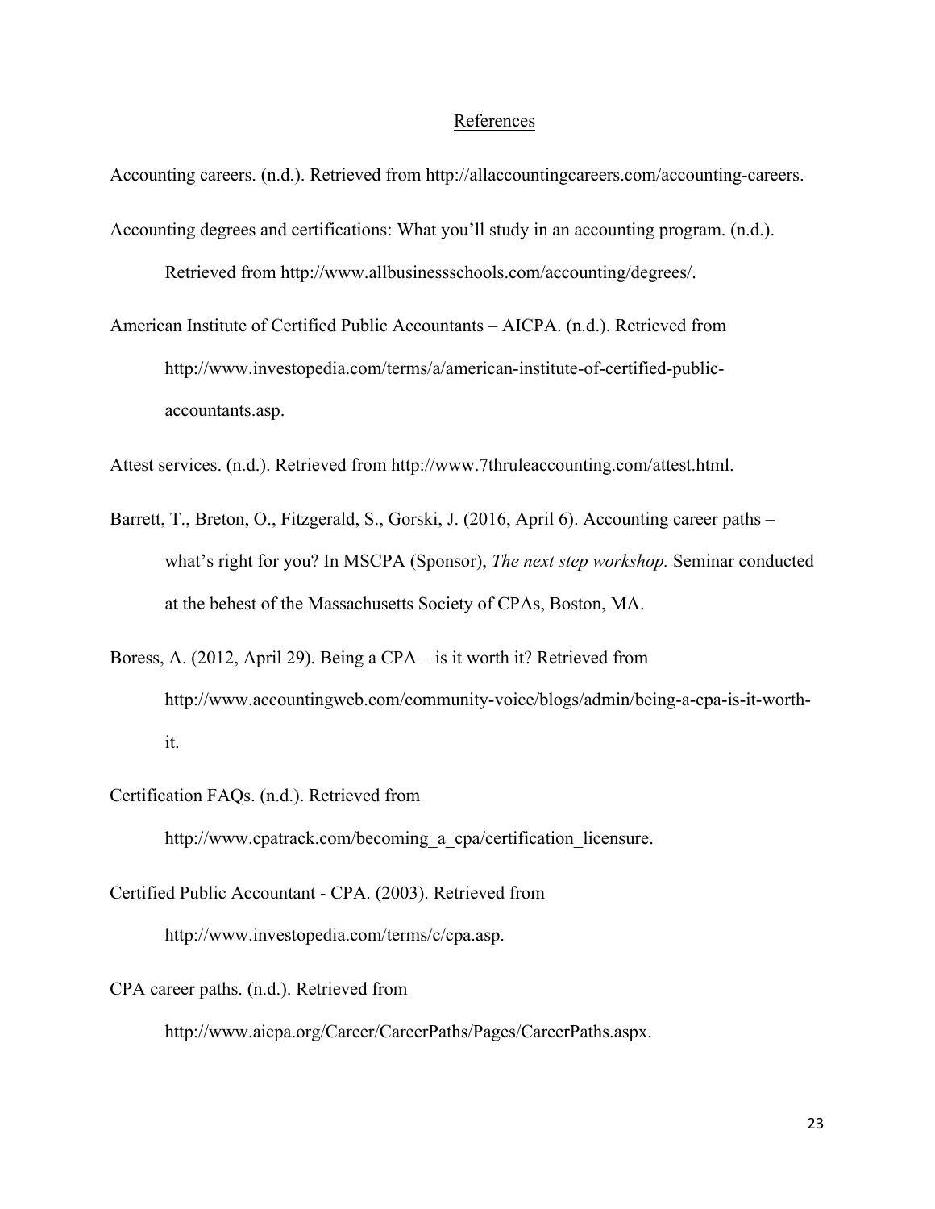# References

Accounting careers. (n.d.). Retrieved from http://allaccountingcareers.com/accounting-careers.

Accounting degrees and certifications: What you'll study in an accounting program. (n.d.). Retrieved from http://www.allbusinessschools.com/accounting/degrees/.

American Institute of Certified Public Accountants – AICPA. (n.d.). Retrieved from http://www.investopedia.com/terms/a/american-institute-of-certified-public-accountants.asp.

Attest services. (n.d.). Retrieved from http://www.7thruleaccounting.com/attest.html.

Barrett, T., Breton, O., Fitzgerald, S., Gorski, J. (2016, April 6). Accounting career paths – what's right for you? In MSCPA (Sponsor), *The next step workshop.* Seminar conducted at the behest of the Massachusetts Society of CPAs, Boston, MA.

Boress, A. (2012, April 29). Being a CPA – is it worth it? Retrieved from http://www.accountingweb.com/community-voice/blogs/admin/being-a-cpa-is-it-worth-it.

Certification FAQs. (n.d.). Retrieved from http://www.cpatrack.com/becoming_a_cpa/certification_licensure.

Certified Public Accountant - CPA. (2003). Retrieved from http://www.investopedia.com/terms/c/cpa.asp.

CPA career paths. (n.d.). Retrieved from http://www.aicpa.org/Career/CareerPaths/Pages/CareerPaths.aspx.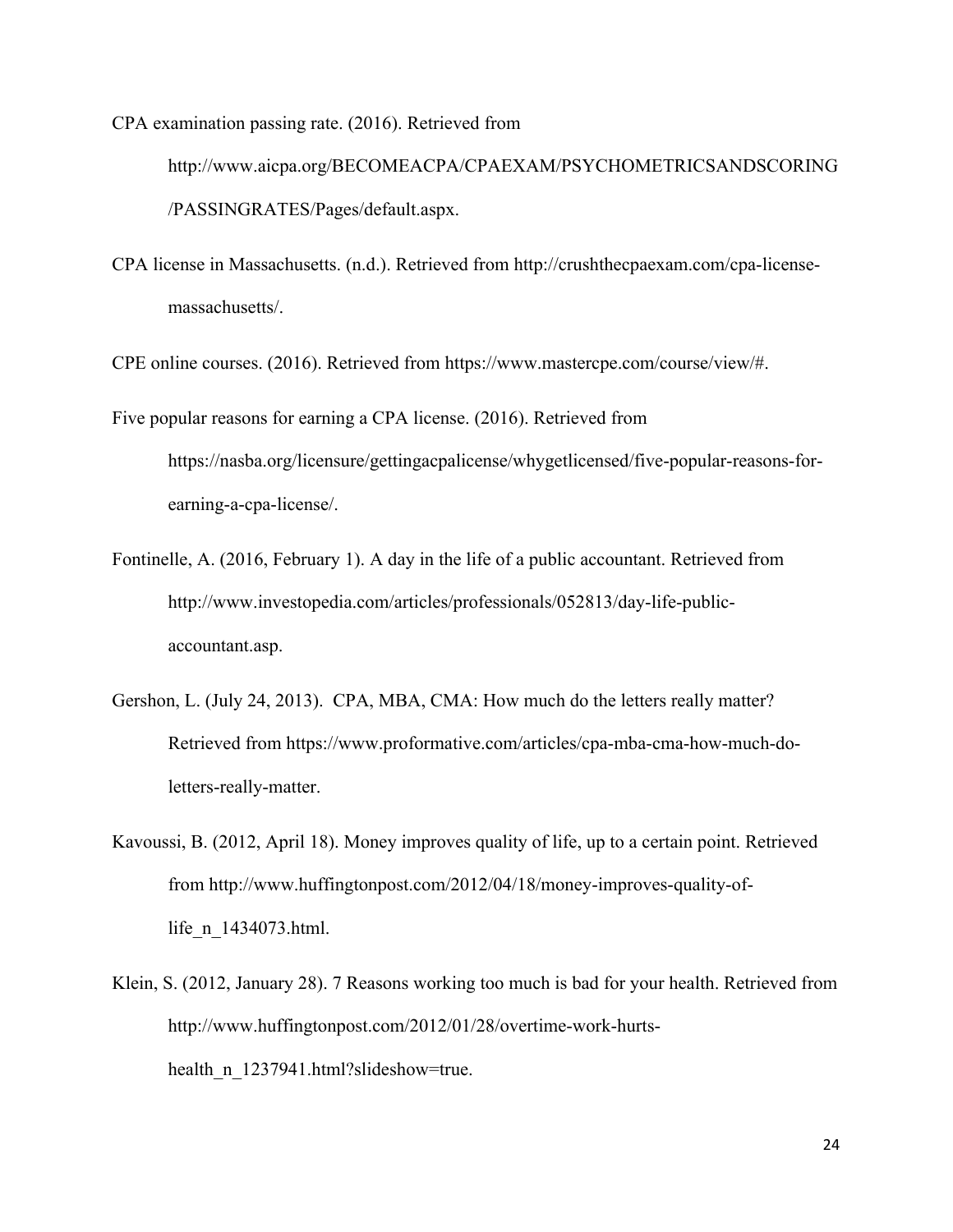CPA examination passing rate. (2016). Retrieved from http://www.aicpa.org/BECOMEACPA/CPAEXAM/PSYCHOMETRICSANDSCORING/PASSINGRATES/Pages/default.aspx.

CPA license in Massachusetts. (n.d.). Retrieved from http://crushthecpaexam.com/cpa-license-massachusetts/.

CPE online courses. (2016). Retrieved from https://www.mastercpe.com/course/view/#.

Five popular reasons for earning a CPA license. (2016). Retrieved from https://nasba.org/licensure/gettingacpalicense/whygetlicensed/five-popular-reasons-for-earning-a-cpa-license/.

Fontinelle, A. (2016, February 1). A day in the life of a public accountant. Retrieved from http://www.investopedia.com/articles/professionals/052813/day-life-public-accountant.asp.

Gershon, L. (July 24, 2013). CPA, MBA, CMA: How much do the letters really matter? Retrieved from https://www.proformative.com/articles/cpa-mba-cma-how-much-do-letters-really-matter.

Kavoussi, B. (2012, April 18). Money improves quality of life, up to a certain point. Retrieved from http://www.huffingtonpost.com/2012/04/18/money-improves-quality-of-life_n_1434073.html.

Klein, S. (2012, January 28). 7 Reasons working too much is bad for your health. Retrieved from http://www.huffingtonpost.com/2012/01/28/overtime-work-hurts-health_n_1237941.html?slideshow=true.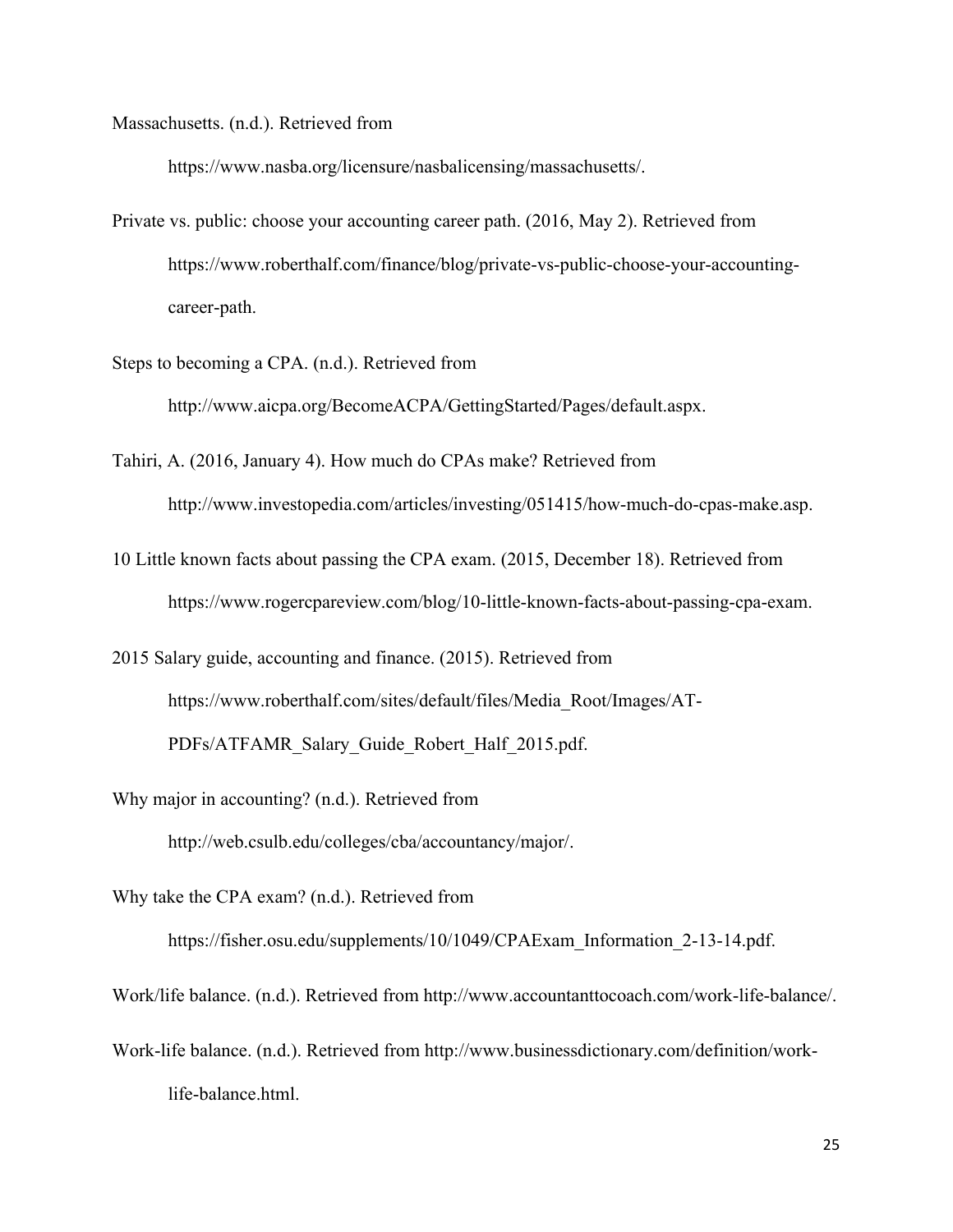Massachusetts. (n.d.). Retrieved from https://www.nasba.org/licensure/nasbalicensing/massachusetts/.

Private vs. public: choose your accounting career path. (2016, May 2). Retrieved from https://www.roberthalf.com/finance/blog/private-vs-public-choose-your-accounting-career-path.

Steps to becoming a CPA. (n.d.). Retrieved from http://www.aicpa.org/BecomeACPA/GettingStarted/Pages/default.aspx.

Tahiri, A. (2016, January 4). How much do CPAs make? Retrieved from http://www.investopedia.com/articles/investing/051415/how-much-do-cpas-make.asp.

10 Little known facts about passing the CPA exam. (2015, December 18). Retrieved from https://www.rogercpareview.com/blog/10-little-known-facts-about-passing-cpa-exam.

2015 Salary guide, accounting and finance. (2015). Retrieved from https://www.roberthalf.com/sites/default/files/Media_Root/Images/AT-PDFs/ATFAMR_Salary_Guide_Robert_Half_2015.pdf.

Why major in accounting? (n.d.). Retrieved from http://web.csulb.edu/colleges/cba/accountancy/major/.

Why take the CPA exam? (n.d.). Retrieved from https://fisher.osu.edu/supplements/10/1049/CPAExam_Information_2-13-14.pdf.

Work/life balance. (n.d.). Retrieved from http://www.accountanttocoach.com/work-life-balance/.

Work-life balance. (n.d.). Retrieved from http://www.businessdictionary.com/definition/work-life-balance.html.